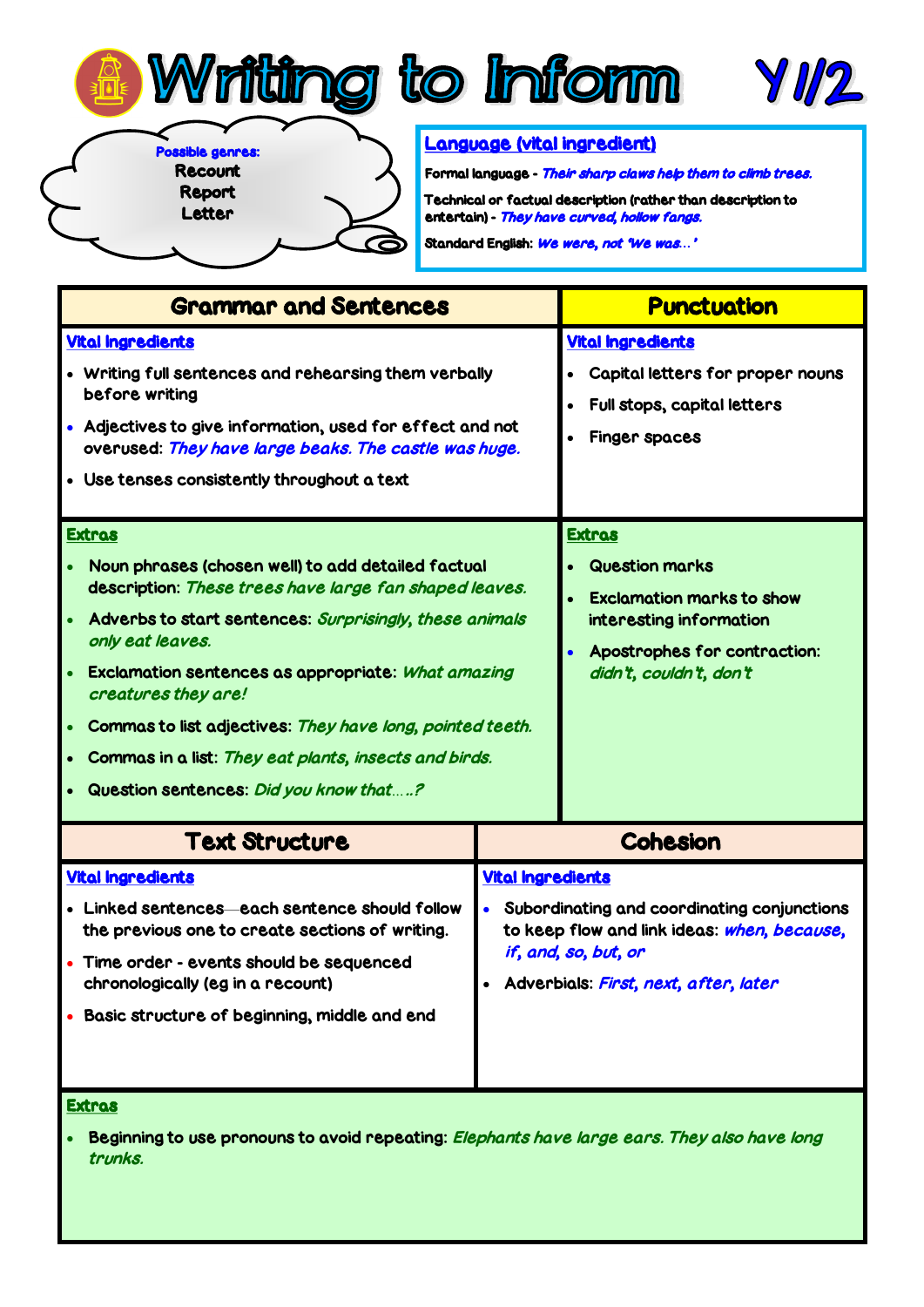# Writing to Inform Y1/2

**Possible genres:**
Recount
Report
Letter

## Language (vital ingredient)

**Formal language** - *Their sharp claws help them to climb trees.*

**Technical or factual description (rather than description to entertain)** - *They have curved, hollow fangs.*

**Standard English:** *We were, not 'We was…'*

## Grammar and Sentences

### Vital Ingredients

- Writing full sentences and rehearsing them verbally before writing
- Adjectives to give information, used for effect and not overused: *They have large beaks. The castle was huge.*
- Use tenses consistently throughout a text

### Extras

- Noun phrases (chosen well) to add detailed factual description: *These trees have large fan shaped leaves.*
- Adverbs to start sentences: *Surprisingly, these animals only eat leaves.*
- Exclamation sentences as appropriate: *What amazing creatures they are!*
- Commas to list adjectives: *They have long, pointed teeth.*
- Commas in a list: *They eat plants, insects and birds.*
- Question sentences: *Did you know that…..?*

## Punctuation

### Vital Ingredients

- Capital letters for proper nouns
- Full stops, capital letters
- Finger spaces

### Extras

- Question marks
- Exclamation marks to show interesting information
- Apostrophes for contraction: *didn't, couldn't, don't*

## Text Structure

### Vital Ingredients

- Linked sentences—each sentence should follow the previous one to create sections of writing.
- Time order - events should be sequenced chronologically (eg in a recount)
- Basic structure of beginning, middle and end

## Cohesion

### Vital Ingredients

- Subordinating and coordinating conjunctions to keep flow and link ideas: *when, because, if, and, so, but, or*
- Adverbials: *First, next, after, later*

### Extras

- Beginning to use pronouns to avoid repeating: *Elephants have large ears. They also have long trunks.*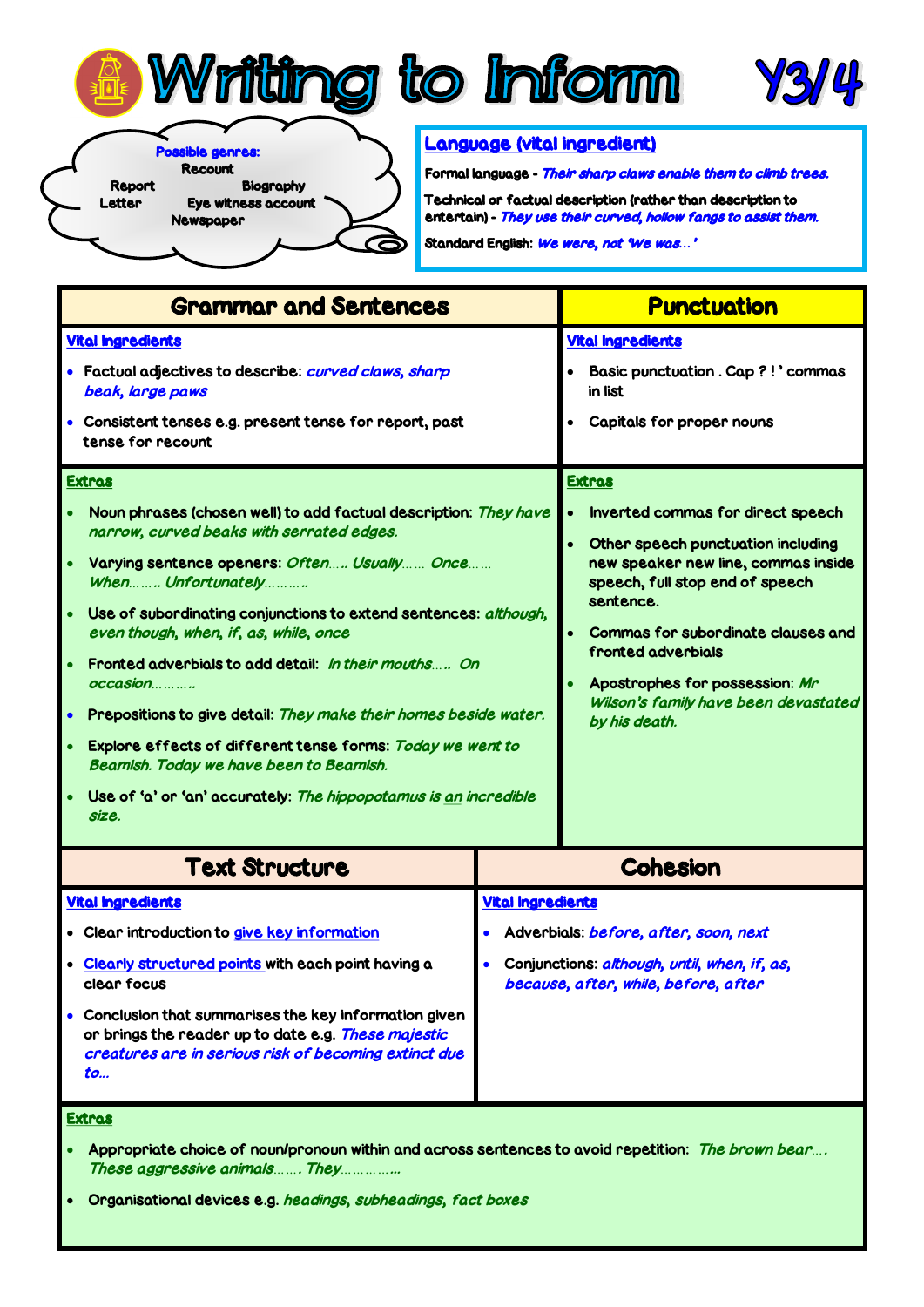# Writing to Inform Y3/4

**Possible genres:**
Recount
Report
Biography
Letter
Eye witness account
Newspaper

### Language (vital ingredient)

**Formal language** - *Their sharp claws enable them to climb trees.*

**Technical or factual description (rather than description to entertain)** - *They use their curved, hollow fangs to assist them.*

**Standard English:** *We were, not 'We was…'*

## Grammar and Sentences

**Vital Ingredients**

- Factual adjectives to describe: *curved claws, sharp beak, large paws*
- Consistent tenses e.g. present tense for report, past tense for recount

**Extras**

- Noun phrases (chosen well) to add factual description: *They have narrow, curved beaks with serrated edges.*
- Varying sentence openers: *Often….. Usually…… Once…… When…….. Unfortunately………..*
- Use of subordinating conjunctions to extend sentences: *although, even though, when, if, as, while, once*
- Fronted adverbials to add detail: *In their mouths….. On occasion………..*
- Prepositions to give detail: *They make their homes beside water.*
- Explore effects of different tense forms: *Today we went to Beamish. Today we have been to Beamish.*
- Use of 'a' or 'an' accurately: *The hippopotamus is an incredible size.*

## Punctuation

**Vital Ingredients**

- Basic punctuation . Cap ? ! ' commas in list
- Capitals for proper nouns

**Extras**

- Inverted commas for direct speech
- Other speech punctuation including new speaker new line, commas inside speech, full stop end of speech sentence.
- Commas for subordinate clauses and fronted adverbials
- Apostrophes for possession: *Mr Wilson's family have been devastated by his death.*

## Text Structure

**Vital Ingredients**

- Clear introduction to give key information
- Clearly structured points with each point having a clear focus
- Conclusion that summarises the key information given or brings the reader up to date e.g. *These majestic creatures are in serious risk of becoming extinct due to…*

## Cohesion

**Vital Ingredients**

- Adverbials: *before, after, soon, next*
- Conjunctions: *although, until, when, if, as, because, after, while, before, after*

**Extras**

- Appropriate choice of noun/pronoun within and across sentences to avoid repetition: *The brown bear…. These aggressive animals……. They……………*
- Organisational devices e.g. *headings, subheadings, fact boxes*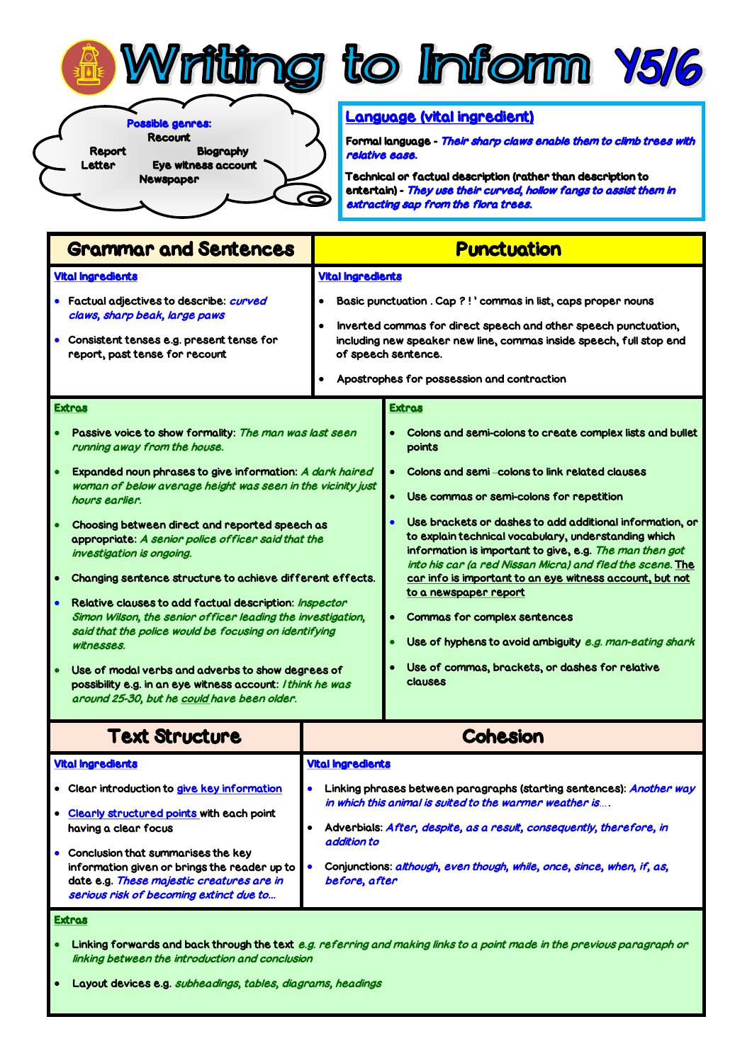# Writing to Inform Y5/6

**Possible genres:**
Recount
Report
Biography
Letter
Eye witness account
Newspaper

## Language (vital ingredient)

**Formal language** - *Their sharp claws enable them to climb trees with relative ease.*

**Technical or factual description (rather than description to entertain)** - *They use their curved, hollow fangs to assist them in extracting sap from the flora trees.*

## Grammar and Sentences

**Vital Ingredients**

- Factual adjectives to describe: *curved claws, sharp beak, large paws*
- Consistent tenses e.g. present tense for report, past tense for recount

**Extras**

- Passive voice to show formality: *The man was last seen running away from the house.*
- Expanded noun phrases to give information: *A dark haired woman of below average height was seen in the vicinity just hours earlier.*
- Choosing between direct and reported speech as appropriate: *A senior police officer said that the investigation is ongoing.*
- Changing sentence structure to achieve different effects.
- Relative clauses to add factual description: *Inspector Simon Wilson, the senior officer leading the investigation, said that the police would be focusing on identifying witnesses.*
- Use of modal verbs and adverbs to show degrees of possibility e.g. in an eye witness account: *I think he was around 25-30, but he could have been older.*

## Punctuation

**Vital Ingredients**

- Basic punctuation . Cap ? ! ' commas in list, caps proper nouns
- Inverted commas for direct speech and other speech punctuation, including new speaker new line, commas inside speech, full stop end of speech sentence.
- Apostrophes for possession and contraction

**Extras**

- Colons and semi-colons to create complex lists and bullet points
- Colons and semi –colons to link related clauses
- Use commas or semi-colons for repetition
- Use brackets or dashes to add additional information, or to explain technical vocabulary, understanding which information is important to give, e.g. *The man then got into his car (a red Nissan Micra) and fled the scene.* The car info is important to an eye witness account, but not to a newspaper report
- Commas for complex sentences
- Use of hyphens to avoid ambiguity *e.g. man-eating shark*
- Use of commas, brackets, or dashes for relative clauses

## Text Structure

**Vital Ingredients**

- Clear introduction to give key information
- Clearly structured points with each point having a clear focus
- Conclusion that summarises the key information given or brings the reader up to date e.g. *These majestic creatures are in serious risk of becoming extinct due to…*

## Cohesion

**Vital Ingredients**

- Linking phrases between paragraphs (starting sentences): *Another way in which this animal is suited to the warmer weather is….*
- Adverbials: *After, despite, as a result, consequently, therefore, in addition to*
- Conjunctions: *although, even though, while, once, since, when, if, as, before, after*

**Extras**

- Linking forwards and back through the text *e.g. referring and making links to a point made in the previous paragraph or linking between the introduction and conclusion*
- Layout devices e.g. *subheadings, tables, diagrams, headings*